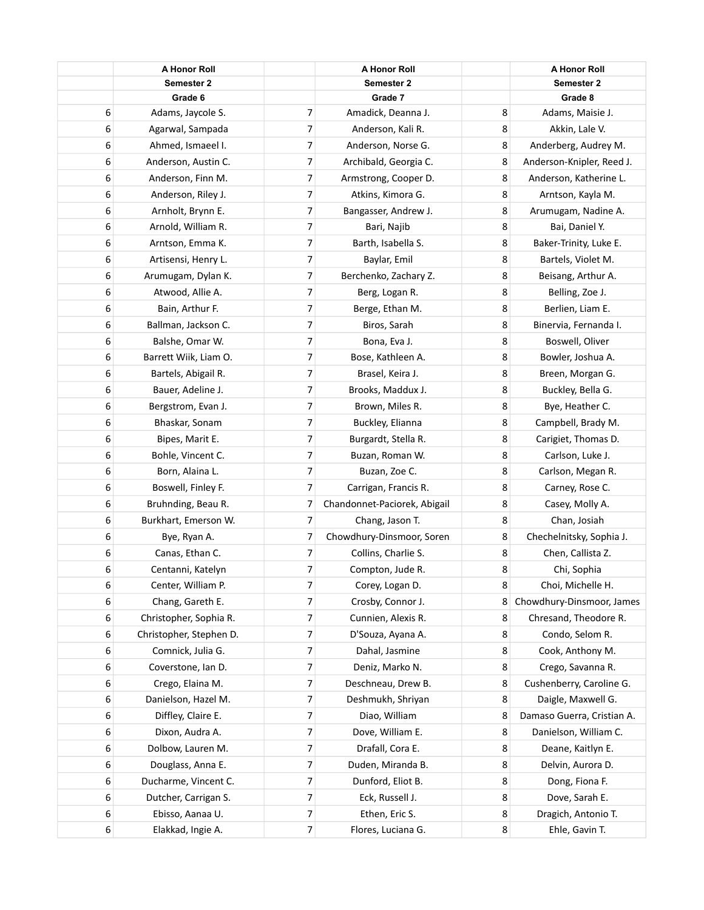| | A Honor Roll | | A Honor Roll | | A Honor Roll |
|---|---|---|---|---|---|
| | Semester 2 | | Semester 2 | | Semester 2 |
| | Grade 6 | | Grade 7 | | Grade 8 |
| 6 | Adams, Jaycole S. | 7 | Amadick, Deanna J. | 8 | Adams, Maisie J. |
| 6 | Agarwal, Sampada | 7 | Anderson, Kali R. | 8 | Akkin, Lale V. |
| 6 | Ahmed, Ismaeel I. | 7 | Anderson, Norse G. | 8 | Anderberg, Audrey M. |
| 6 | Anderson, Austin C. | 7 | Archibald, Georgia C. | 8 | Anderson-Knipler, Reed J. |
| 6 | Anderson, Finn M. | 7 | Armstrong, Cooper D. | 8 | Anderson, Katherine L. |
| 6 | Anderson, Riley J. | 7 | Atkins, Kimora G. | 8 | Arntson, Kayla M. |
| 6 | Arnholt, Brynn E. | 7 | Bangasser, Andrew J. | 8 | Arumugam, Nadine A. |
| 6 | Arnold, William R. | 7 | Bari, Najib | 8 | Bai, Daniel Y. |
| 6 | Arntson, Emma K. | 7 | Barth, Isabella S. | 8 | Baker-Trinity, Luke E. |
| 6 | Artisensi, Henry L. | 7 | Baylar, Emil | 8 | Bartels, Violet M. |
| 6 | Arumugam, Dylan K. | 7 | Berchenko, Zachary Z. | 8 | Beisang, Arthur A. |
| 6 | Atwood, Allie A. | 7 | Berg, Logan R. | 8 | Belling, Zoe J. |
| 6 | Bain, Arthur F. | 7 | Berge, Ethan M. | 8 | Berlien, Liam E. |
| 6 | Ballman, Jackson C. | 7 | Biros, Sarah | 8 | Binervia, Fernanda I. |
| 6 | Balshe, Omar W. | 7 | Bona, Eva J. | 8 | Boswell, Oliver |
| 6 | Barrett Wiik, Liam O. | 7 | Bose, Kathleen A. | 8 | Bowler, Joshua A. |
| 6 | Bartels, Abigail R. | 7 | Brasel, Keira J. | 8 | Breen, Morgan G. |
| 6 | Bauer, Adeline J. | 7 | Brooks, Maddux J. | 8 | Buckley, Bella G. |
| 6 | Bergstrom, Evan J. | 7 | Brown, Miles R. | 8 | Bye, Heather C. |
| 6 | Bhaskar, Sonam | 7 | Buckley, Elianna | 8 | Campbell, Brady M. |
| 6 | Bipes, Marit E. | 7 | Burgardt, Stella R. | 8 | Carigiet, Thomas D. |
| 6 | Bohle, Vincent C. | 7 | Buzan, Roman W. | 8 | Carlson, Luke J. |
| 6 | Born, Alaina L. | 7 | Buzan, Zoe C. | 8 | Carlson, Megan R. |
| 6 | Boswell, Finley F. | 7 | Carrigan, Francis R. | 8 | Carney, Rose C. |
| 6 | Bruhnding, Beau R. | 7 | Chandonnet-Paciorek, Abigail | 8 | Casey, Molly A. |
| 6 | Burkhart, Emerson W. | 7 | Chang, Jason T. | 8 | Chan, Josiah |
| 6 | Bye, Ryan A. | 7 | Chowdhury-Dinsmoor, Soren | 8 | Chechelnitsky, Sophia J. |
| 6 | Canas, Ethan C. | 7 | Collins, Charlie S. | 8 | Chen, Callista Z. |
| 6 | Centanni, Katelyn | 7 | Compton, Jude R. | 8 | Chi, Sophia |
| 6 | Center, William P. | 7 | Corey, Logan D. | 8 | Choi, Michelle H. |
| 6 | Chang, Gareth E. | 7 | Crosby, Connor J. | 8 | Chowdhury-Dinsmoor, James |
| 6 | Christopher, Sophia R. | 7 | Cunnien, Alexis R. | 8 | Chresand, Theodore R. |
| 6 | Christopher, Stephen D. | 7 | D'Souza, Ayana A. | 8 | Condo, Selom R. |
| 6 | Comnick, Julia G. | 7 | Dahal, Jasmine | 8 | Cook, Anthony M. |
| 6 | Coverstone, Ian D. | 7 | Deniz, Marko N. | 8 | Crego, Savanna R. |
| 6 | Crego, Elaina M. | 7 | Deschneau, Drew B. | 8 | Cushenberry, Caroline G. |
| 6 | Danielson, Hazel M. | 7 | Deshmukh, Shriyan | 8 | Daigle, Maxwell G. |
| 6 | Diffley, Claire E. | 7 | Diao, William | 8 | Damaso Guerra, Cristian A. |
| 6 | Dixon, Audra A. | 7 | Dove, William E. | 8 | Danielson, William C. |
| 6 | Dolbow, Lauren M. | 7 | Drafall, Cora E. | 8 | Deane, Kaitlyn E. |
| 6 | Douglass, Anna E. | 7 | Duden, Miranda B. | 8 | Delvin, Aurora D. |
| 6 | Ducharme, Vincent C. | 7 | Dunford, Eliot B. | 8 | Dong, Fiona F. |
| 6 | Dutcher, Carrigan S. | 7 | Eck, Russell J. | 8 | Dove, Sarah E. |
| 6 | Ebisso, Aanaa U. | 7 | Ethen, Eric S. | 8 | Dragich, Antonio T. |
| 6 | Elakkad, Ingie A. | 7 | Flores, Luciana G. | 8 | Ehle, Gavin T. |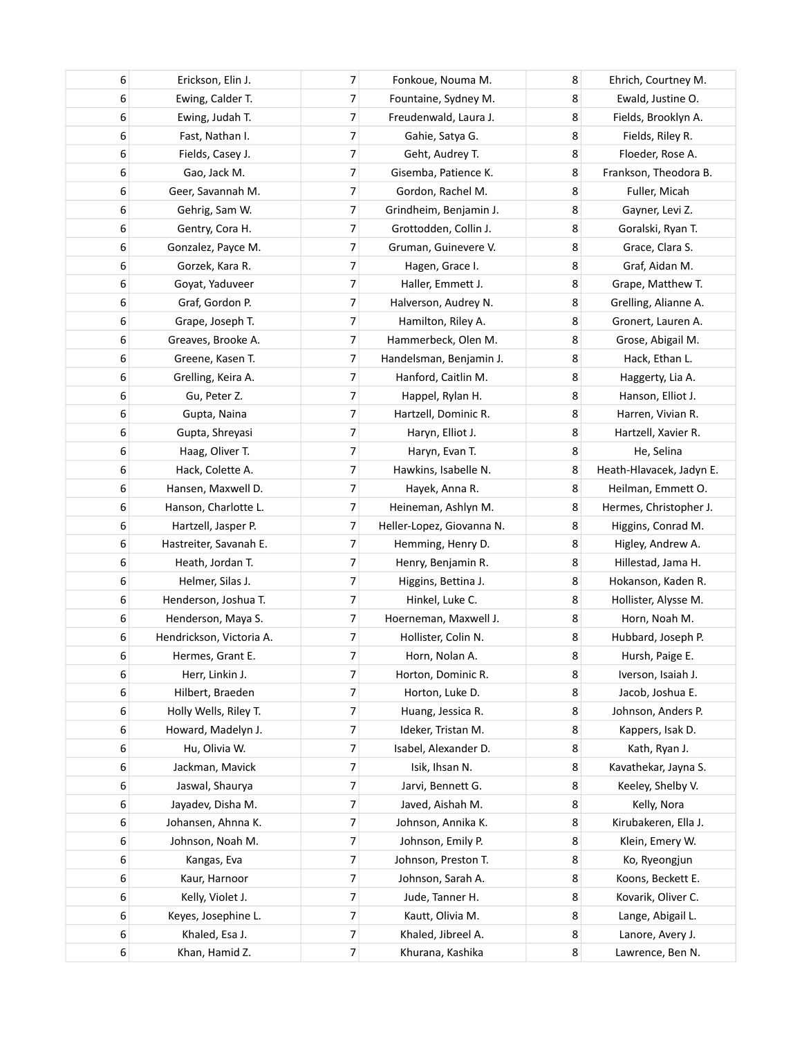| | | | | | |
|---|---|---|---|---|---|
| 6 | Erickson, Elin J. | 7 | Fonkoue, Nouma M. | 8 | Ehrich, Courtney M. |
| 6 | Ewing, Calder T. | 7 | Fountaine, Sydney M. | 8 | Ewald, Justine O. |
| 6 | Ewing, Judah T. | 7 | Freudenwald, Laura J. | 8 | Fields, Brooklyn A. |
| 6 | Fast, Nathan I. | 7 | Gahie, Satya G. | 8 | Fields, Riley R. |
| 6 | Fields, Casey J. | 7 | Geht, Audrey T. | 8 | Floeder, Rose A. |
| 6 | Gao, Jack M. | 7 | Gisemba, Patience K. | 8 | Frankson, Theodora B. |
| 6 | Geer, Savannah M. | 7 | Gordon, Rachel M. | 8 | Fuller, Micah |
| 6 | Gehrig, Sam W. | 7 | Grindheim, Benjamin J. | 8 | Gayner, Levi Z. |
| 6 | Gentry, Cora H. | 7 | Grottodden, Collin J. | 8 | Goralski, Ryan T. |
| 6 | Gonzalez, Payce M. | 7 | Gruman, Guinevere V. | 8 | Grace, Clara S. |
| 6 | Gorzek, Kara R. | 7 | Hagen, Grace I. | 8 | Graf, Aidan M. |
| 6 | Goyat, Yaduveer | 7 | Haller, Emmett J. | 8 | Grape, Matthew T. |
| 6 | Graf, Gordon P. | 7 | Halverson, Audrey N. | 8 | Grelling, Alianne A. |
| 6 | Grape, Joseph T. | 7 | Hamilton, Riley A. | 8 | Gronert, Lauren A. |
| 6 | Greaves, Brooke A. | 7 | Hammerbeck, Olen M. | 8 | Grose, Abigail M. |
| 6 | Greene, Kasen T. | 7 | Handelsman, Benjamin J. | 8 | Hack, Ethan L. |
| 6 | Grelling, Keira A. | 7 | Hanford, Caitlin M. | 8 | Haggerty, Lia A. |
| 6 | Gu, Peter Z. | 7 | Happel, Rylan H. | 8 | Hanson, Elliot J. |
| 6 | Gupta, Naina | 7 | Hartzell, Dominic R. | 8 | Harren, Vivian R. |
| 6 | Gupta, Shreyasi | 7 | Haryn, Elliot J. | 8 | Hartzell, Xavier R. |
| 6 | Haag, Oliver T. | 7 | Haryn, Evan T. | 8 | He, Selina |
| 6 | Hack, Colette A. | 7 | Hawkins, Isabelle N. | 8 | Heath-Hlavacek, Jadyn E. |
| 6 | Hansen, Maxwell D. | 7 | Hayek, Anna R. | 8 | Heilman, Emmett O. |
| 6 | Hanson, Charlotte L. | 7 | Heineman, Ashlyn M. | 8 | Hermes, Christopher J. |
| 6 | Hartzell, Jasper P. | 7 | Heller-Lopez, Giovanna N. | 8 | Higgins, Conrad M. |
| 6 | Hastreiter, Savanah E. | 7 | Hemming, Henry D. | 8 | Higley, Andrew A. |
| 6 | Heath, Jordan T. | 7 | Henry, Benjamin R. | 8 | Hillestad, Jama H. |
| 6 | Helmer, Silas J. | 7 | Higgins, Bettina J. | 8 | Hokanson, Kaden R. |
| 6 | Henderson, Joshua T. | 7 | Hinkel, Luke C. | 8 | Hollister, Alysse M. |
| 6 | Henderson, Maya S. | 7 | Hoerneman, Maxwell J. | 8 | Horn, Noah M. |
| 6 | Hendrickson, Victoria A. | 7 | Hollister, Colin N. | 8 | Hubbard, Joseph P. |
| 6 | Hermes, Grant E. | 7 | Horn, Nolan A. | 8 | Hursh, Paige E. |
| 6 | Herr, Linkin J. | 7 | Horton, Dominic R. | 8 | Iverson, Isaiah J. |
| 6 | Hilbert, Braeden | 7 | Horton, Luke D. | 8 | Jacob, Joshua E. |
| 6 | Holly Wells, Riley T. | 7 | Huang, Jessica R. | 8 | Johnson, Anders P. |
| 6 | Howard, Madelyn J. | 7 | Ideker, Tristan M. | 8 | Kappers, Isak D. |
| 6 | Hu, Olivia W. | 7 | Isabel, Alexander D. | 8 | Kath, Ryan J. |
| 6 | Jackman, Mavick | 7 | Isik, Ihsan N. | 8 | Kavathekar, Jayna S. |
| 6 | Jaswal, Shaurya | 7 | Jarvi, Bennett G. | 8 | Keeley, Shelby V. |
| 6 | Jayadev, Disha M. | 7 | Javed, Aishah M. | 8 | Kelly, Nora |
| 6 | Johansen, Ahnna K. | 7 | Johnson, Annika K. | 8 | Kirubakeren, Ella J. |
| 6 | Johnson, Noah M. | 7 | Johnson, Emily P. | 8 | Klein, Emery W. |
| 6 | Kangas, Eva | 7 | Johnson, Preston T. | 8 | Ko, Ryeongjun |
| 6 | Kaur, Harnoor | 7 | Johnson, Sarah A. | 8 | Koons, Beckett E. |
| 6 | Kelly, Violet J. | 7 | Jude, Tanner H. | 8 | Kovarik, Oliver C. |
| 6 | Keyes, Josephine L. | 7 | Kautt, Olivia M. | 8 | Lange, Abigail L. |
| 6 | Khaled, Esa J. | 7 | Khaled, Jibreel A. | 8 | Lanore, Avery J. |
| 6 | Khan, Hamid Z. | 7 | Khurana, Kashika | 8 | Lawrence, Ben N. |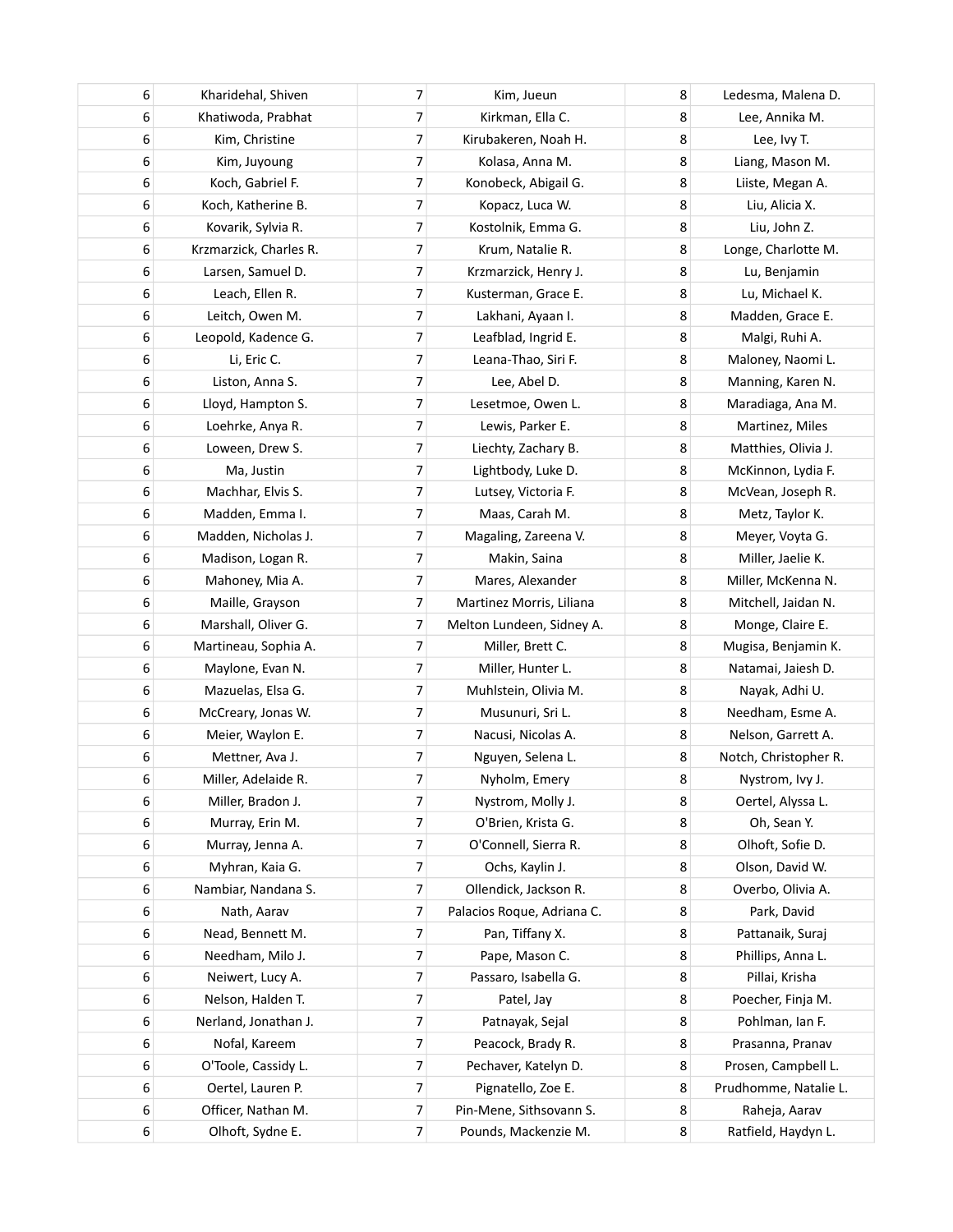| | | | | | |
|---|---|---|---|---|---|
| 6 | Kharidehal, Shiven | 7 | Kim, Jueun | 8 | Ledesma, Malena D. |
| 6 | Khatiwoda, Prabhat | 7 | Kirkman, Ella C. | 8 | Lee, Annika M. |
| 6 | Kim, Christine | 7 | Kirubakeren, Noah H. | 8 | Lee, Ivy T. |
| 6 | Kim, Juyoung | 7 | Kolasa, Anna M. | 8 | Liang, Mason M. |
| 6 | Koch, Gabriel F. | 7 | Konobeck, Abigail G. | 8 | Liiste, Megan A. |
| 6 | Koch, Katherine B. | 7 | Kopacz, Luca W. | 8 | Liu, Alicia X. |
| 6 | Kovarik, Sylvia R. | 7 | Kostolnik, Emma G. | 8 | Liu, John Z. |
| 6 | Krzmarzick, Charles R. | 7 | Krum, Natalie R. | 8 | Longe, Charlotte M. |
| 6 | Larsen, Samuel D. | 7 | Krzmarzick, Henry J. | 8 | Lu, Benjamin |
| 6 | Leach, Ellen R. | 7 | Kusterman, Grace E. | 8 | Lu, Michael K. |
| 6 | Leitch, Owen M. | 7 | Lakhani, Ayaan I. | 8 | Madden, Grace E. |
| 6 | Leopold, Kadence G. | 7 | Leafblad, Ingrid E. | 8 | Malgi, Ruhi A. |
| 6 | Li, Eric C. | 7 | Leana-Thao, Siri F. | 8 | Maloney, Naomi L. |
| 6 | Liston, Anna S. | 7 | Lee, Abel D. | 8 | Manning, Karen N. |
| 6 | Lloyd, Hampton S. | 7 | Lesetmoe, Owen L. | 8 | Maradiaga, Ana M. |
| 6 | Loehrke, Anya R. | 7 | Lewis, Parker E. | 8 | Martinez, Miles |
| 6 | Loween, Drew S. | 7 | Liechty, Zachary B. | 8 | Matthies, Olivia J. |
| 6 | Ma, Justin | 7 | Lightbody, Luke D. | 8 | McKinnon, Lydia F. |
| 6 | Machhar, Elvis S. | 7 | Lutsey, Victoria F. | 8 | McVean, Joseph R. |
| 6 | Madden, Emma I. | 7 | Maas, Carah M. | 8 | Metz, Taylor K. |
| 6 | Madden, Nicholas J. | 7 | Magaling, Zareena V. | 8 | Meyer, Voyta G. |
| 6 | Madison, Logan R. | 7 | Makin, Saina | 8 | Miller, Jaelie K. |
| 6 | Mahoney, Mia A. | 7 | Mares, Alexander | 8 | Miller, McKenna N. |
| 6 | Maille, Grayson | 7 | Martinez Morris, Liliana | 8 | Mitchell, Jaidan N. |
| 6 | Marshall, Oliver G. | 7 | Melton Lundeen, Sidney A. | 8 | Monge, Claire E. |
| 6 | Martineau, Sophia A. | 7 | Miller, Brett C. | 8 | Mugisa, Benjamin K. |
| 6 | Maylone, Evan N. | 7 | Miller, Hunter L. | 8 | Natamai, Jaiesh D. |
| 6 | Mazuelas, Elsa G. | 7 | Muhlstein, Olivia M. | 8 | Nayak, Adhi U. |
| 6 | McCreary, Jonas W. | 7 | Musunuri, Sri L. | 8 | Needham, Esme A. |
| 6 | Meier, Waylon E. | 7 | Nacusi, Nicolas A. | 8 | Nelson, Garrett A. |
| 6 | Mettner, Ava J. | 7 | Nguyen, Selena L. | 8 | Notch, Christopher R. |
| 6 | Miller, Adelaide R. | 7 | Nyholm, Emery | 8 | Nystrom, Ivy J. |
| 6 | Miller, Bradon J. | 7 | Nystrom, Molly J. | 8 | Oertel, Alyssa L. |
| 6 | Murray, Erin M. | 7 | O'Brien, Krista G. | 8 | Oh, Sean Y. |
| 6 | Murray, Jenna A. | 7 | O'Connell, Sierra R. | 8 | Olhoft, Sofie D. |
| 6 | Myhran, Kaia G. | 7 | Ochs, Kaylin J. | 8 | Olson, David W. |
| 6 | Nambiar, Nandana S. | 7 | Ollendick, Jackson R. | 8 | Overbo, Olivia A. |
| 6 | Nath, Aarav | 7 | Palacios Roque, Adriana C. | 8 | Park, David |
| 6 | Nead, Bennett M. | 7 | Pan, Tiffany X. | 8 | Pattanaik, Suraj |
| 6 | Needham, Milo J. | 7 | Pape, Mason C. | 8 | Phillips, Anna L. |
| 6 | Neiwert, Lucy A. | 7 | Passaro, Isabella G. | 8 | Pillai, Krisha |
| 6 | Nelson, Halden T. | 7 | Patel, Jay | 8 | Poecher, Finja M. |
| 6 | Nerland, Jonathan J. | 7 | Patnayak, Sejal | 8 | Pohlman, Ian F. |
| 6 | Nofal, Kareem | 7 | Peacock, Brady R. | 8 | Prasanna, Pranav |
| 6 | O'Toole, Cassidy L. | 7 | Pechaver, Katelyn D. | 8 | Prosen, Campbell L. |
| 6 | Oertel, Lauren P. | 7 | Pignatello, Zoe E. | 8 | Prudhomme, Natalie L. |
| 6 | Officer, Nathan M. | 7 | Pin-Mene, Sithsovann S. | 8 | Raheja, Aarav |
| 6 | Olhoft, Sydne E. | 7 | Pounds, Mackenzie M. | 8 | Ratfield, Haydyn L. |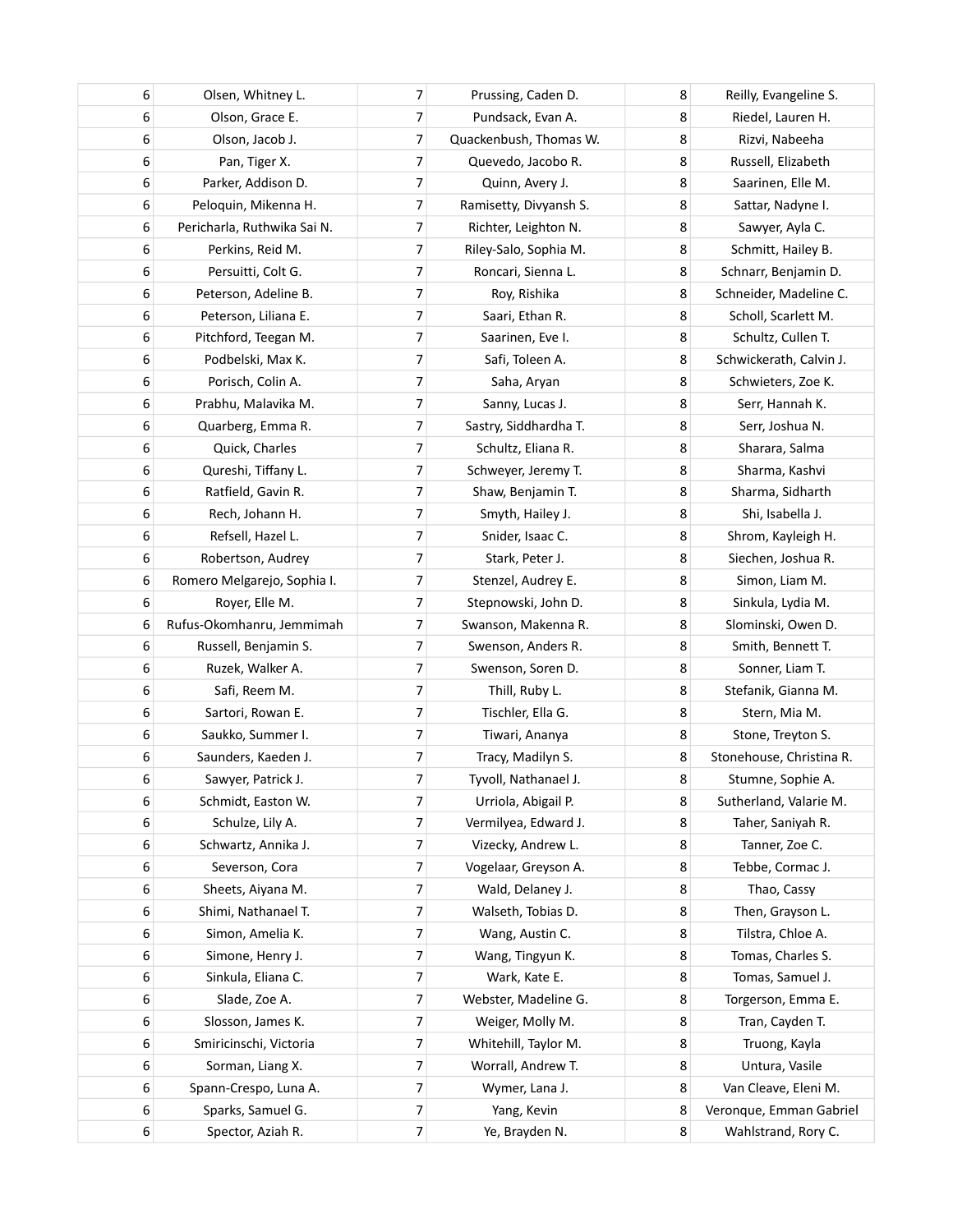| 6 | Olsen, Whitney L. | 7 | Prussing, Caden D. | 8 | Reilly, Evangeline S. |
|---|---|---|---|---|---|
| 6 | Olson, Grace E. | 7 | Pundsack, Evan A. | 8 | Riedel, Lauren H. |
| 6 | Olson, Jacob J. | 7 | Quackenbush, Thomas W. | 8 | Rizvi, Nabeeha |
| 6 | Pan, Tiger X. | 7 | Quevedo, Jacobo R. | 8 | Russell, Elizabeth |
| 6 | Parker, Addison D. | 7 | Quinn, Avery J. | 8 | Saarinen, Elle M. |
| 6 | Peloquin, Mikenna H. | 7 | Ramisetty, Divyansh S. | 8 | Sattar, Nadyne I. |
| 6 | Pericharla, Ruthwika Sai N. | 7 | Richter, Leighton N. | 8 | Sawyer, Ayla C. |
| 6 | Perkins, Reid M. | 7 | Riley-Salo, Sophia M. | 8 | Schmitt, Hailey B. |
| 6 | Persuitti, Colt G. | 7 | Roncari, Sienna L. | 8 | Schnarr, Benjamin D. |
| 6 | Peterson, Adeline B. | 7 | Roy, Rishika | 8 | Schneider, Madeline C. |
| 6 | Peterson, Liliana E. | 7 | Saari, Ethan R. | 8 | Scholl, Scarlett M. |
| 6 | Pitchford, Teegan M. | 7 | Saarinen, Eve I. | 8 | Schultz, Cullen T. |
| 6 | Podbelski, Max K. | 7 | Safi, Toleen A. | 8 | Schwickerath, Calvin J. |
| 6 | Porisch, Colin A. | 7 | Saha, Aryan | 8 | Schwieters, Zoe K. |
| 6 | Prabhu, Malavika M. | 7 | Sanny, Lucas J. | 8 | Serr, Hannah K. |
| 6 | Quarberg, Emma R. | 7 | Sastry, Siddhardha T. | 8 | Serr, Joshua N. |
| 6 | Quick, Charles | 7 | Schultz, Eliana R. | 8 | Sharara, Salma |
| 6 | Qureshi, Tiffany L. | 7 | Schweyer, Jeremy T. | 8 | Sharma, Kashvi |
| 6 | Ratfield, Gavin R. | 7 | Shaw, Benjamin T. | 8 | Sharma, Sidharth |
| 6 | Rech, Johann H. | 7 | Smyth, Hailey J. | 8 | Shi, Isabella J. |
| 6 | Refsell, Hazel L. | 7 | Snider, Isaac C. | 8 | Shrom, Kayleigh H. |
| 6 | Robertson, Audrey | 7 | Stark, Peter J. | 8 | Siechen, Joshua R. |
| 6 | Romero Melgarejo, Sophia I. | 7 | Stenzel, Audrey E. | 8 | Simon, Liam M. |
| 6 | Royer, Elle M. | 7 | Stepnowski, John D. | 8 | Sinkula, Lydia M. |
| 6 | Rufus-Okomhanru, Jemmimah | 7 | Swanson, Makenna R. | 8 | Slominski, Owen D. |
| 6 | Russell, Benjamin S. | 7 | Swenson, Anders R. | 8 | Smith, Bennett T. |
| 6 | Ruzek, Walker A. | 7 | Swenson, Soren D. | 8 | Sonner, Liam T. |
| 6 | Safi, Reem M. | 7 | Thill, Ruby L. | 8 | Stefanik, Gianna M. |
| 6 | Sartori, Rowan E. | 7 | Tischler, Ella G. | 8 | Stern, Mia M. |
| 6 | Saukko, Summer I. | 7 | Tiwari, Ananya | 8 | Stone, Treyton S. |
| 6 | Saunders, Kaeden J. | 7 | Tracy, Madilyn S. | 8 | Stonehouse, Christina R. |
| 6 | Sawyer, Patrick J. | 7 | Tyvoll, Nathanael J. | 8 | Stumne, Sophie A. |
| 6 | Schmidt, Easton W. | 7 | Urriola, Abigail P. | 8 | Sutherland, Valarie M. |
| 6 | Schulze, Lily A. | 7 | Vermilyea, Edward J. | 8 | Taher, Saniyah R. |
| 6 | Schwartz, Annika J. | 7 | Vizecky, Andrew L. | 8 | Tanner, Zoe C. |
| 6 | Severson, Cora | 7 | Vogelaar, Greyson A. | 8 | Tebbe, Cormac J. |
| 6 | Sheets, Aiyana M. | 7 | Wald, Delaney J. | 8 | Thao, Cassy |
| 6 | Shimi, Nathanael T. | 7 | Walseth, Tobias D. | 8 | Then, Grayson L. |
| 6 | Simon, Amelia K. | 7 | Wang, Austin C. | 8 | Tilstra, Chloe A. |
| 6 | Simone, Henry J. | 7 | Wang, Tingyun K. | 8 | Tomas, Charles S. |
| 6 | Sinkula, Eliana C. | 7 | Wark, Kate E. | 8 | Tomas, Samuel J. |
| 6 | Slade, Zoe A. | 7 | Webster, Madeline G. | 8 | Torgerson, Emma E. |
| 6 | Slosson, James K. | 7 | Weiger, Molly M. | 8 | Tran, Cayden T. |
| 6 | Smiricinschi, Victoria | 7 | Whitehill, Taylor M. | 8 | Truong, Kayla |
| 6 | Sorman, Liang X. | 7 | Worrall, Andrew T. | 8 | Untura, Vasile |
| 6 | Spann-Crespo, Luna A. | 7 | Wymer, Lana J. | 8 | Van Cleave, Eleni M. |
| 6 | Sparks, Samuel G. | 7 | Yang, Kevin | 8 | Veronque, Emman Gabriel |
| 6 | Spector, Aziah R. | 7 | Ye, Brayden N. | 8 | Wahlstrand, Rory C. |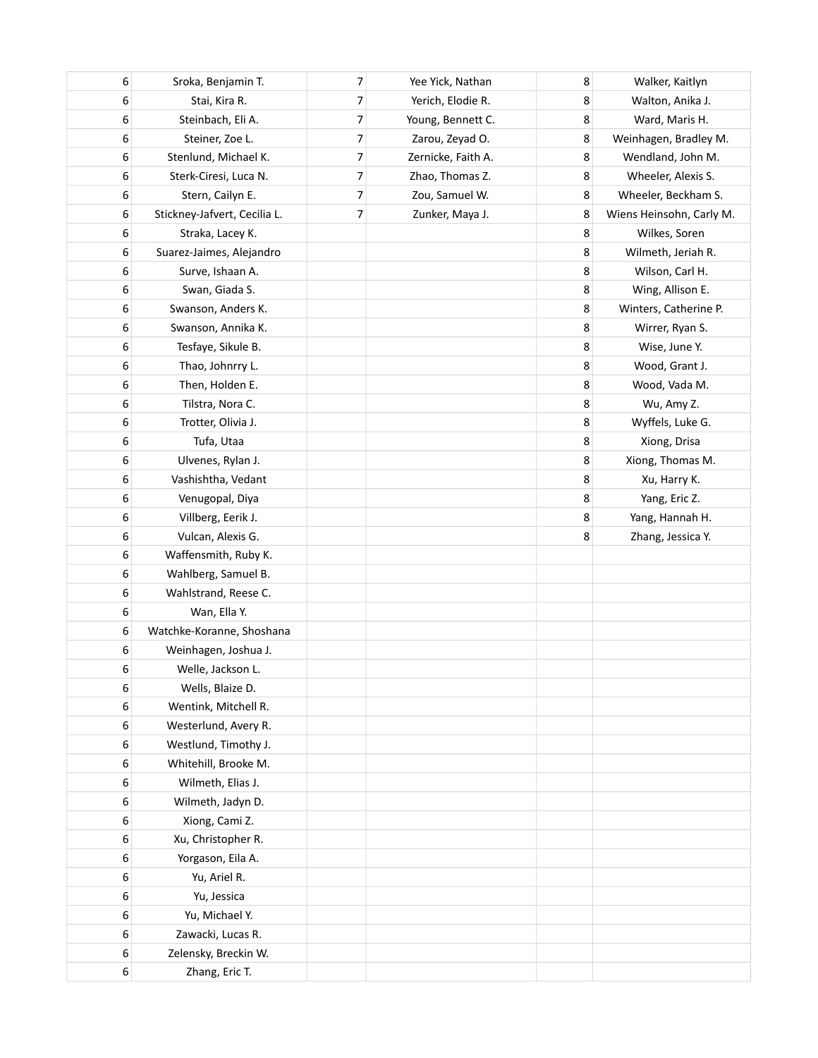| | | | | | |
|---|---|---|---|---|---|
| 6 | Sroka, Benjamin T. | 7 | Yee Yick, Nathan | 8 | Walker, Kaitlyn |
| 6 | Stai, Kira R. | 7 | Yerich, Elodie R. | 8 | Walton, Anika J. |
| 6 | Steinbach, Eli A. | 7 | Young, Bennett C. | 8 | Ward, Maris H. |
| 6 | Steiner, Zoe L. | 7 | Zarou, Zeyad O. | 8 | Weinhagen, Bradley M. |
| 6 | Stenlund, Michael K. | 7 | Zernicke, Faith A. | 8 | Wendland, John M. |
| 6 | Sterk-Ciresi, Luca N. | 7 | Zhao, Thomas Z. | 8 | Wheeler, Alexis S. |
| 6 | Stern, Cailyn E. | 7 | Zou, Samuel W. | 8 | Wheeler, Beckham S. |
| 6 | Stickney-Jafvert, Cecilia L. | 7 | Zunker, Maya J. | 8 | Wiens Heinsohn, Carly M. |
| 6 | Straka, Lacey K. | | | 8 | Wilkes, Soren |
| 6 | Suarez-Jaimes, Alejandro | | | 8 | Wilmeth, Jeriah R. |
| 6 | Surve, Ishaan A. | | | 8 | Wilson, Carl H. |
| 6 | Swan, Giada S. | | | 8 | Wing, Allison E. |
| 6 | Swanson, Anders K. | | | 8 | Winters, Catherine P. |
| 6 | Swanson, Annika K. | | | 8 | Wirrer, Ryan S. |
| 6 | Tesfaye, Sikule B. | | | 8 | Wise, June Y. |
| 6 | Thao, Johnrry L. | | | 8 | Wood, Grant J. |
| 6 | Then, Holden E. | | | 8 | Wood, Vada M. |
| 6 | Tilstra, Nora C. | | | 8 | Wu, Amy Z. |
| 6 | Trotter, Olivia J. | | | 8 | Wyffels, Luke G. |
| 6 | Tufa, Utaa | | | 8 | Xiong, Drisa |
| 6 | Ulvenes, Rylan J. | | | 8 | Xiong, Thomas M. |
| 6 | Vashishtha, Vedant | | | 8 | Xu, Harry K. |
| 6 | Venugopal, Diya | | | 8 | Yang, Eric Z. |
| 6 | Villberg, Eerik J. | | | 8 | Yang, Hannah H. |
| 6 | Vulcan, Alexis G. | | | 8 | Zhang, Jessica Y. |
| 6 | Waffensmith, Ruby K. | | | | |
| 6 | Wahlberg, Samuel B. | | | | |
| 6 | Wahlstrand, Reese C. | | | | |
| 6 | Wan, Ella Y. | | | | |
| 6 | Watchke-Koranne, Shoshana | | | | |
| 6 | Weinhagen, Joshua J. | | | | |
| 6 | Welle, Jackson L. | | | | |
| 6 | Wells, Blaize D. | | | | |
| 6 | Wentink, Mitchell R. | | | | |
| 6 | Westerlund, Avery R. | | | | |
| 6 | Westlund, Timothy J. | | | | |
| 6 | Whitehill, Brooke M. | | | | |
| 6 | Wilmeth, Elias J. | | | | |
| 6 | Wilmeth, Jadyn D. | | | | |
| 6 | Xiong, Cami Z. | | | | |
| 6 | Xu, Christopher R. | | | | |
| 6 | Yorgason, Eila A. | | | | |
| 6 | Yu, Ariel R. | | | | |
| 6 | Yu, Jessica | | | | |
| 6 | Yu, Michael Y. | | | | |
| 6 | Zawacki, Lucas R. | | | | |
| 6 | Zelensky, Breckin W. | | | | |
| 6 | Zhang, Eric T. | | | | |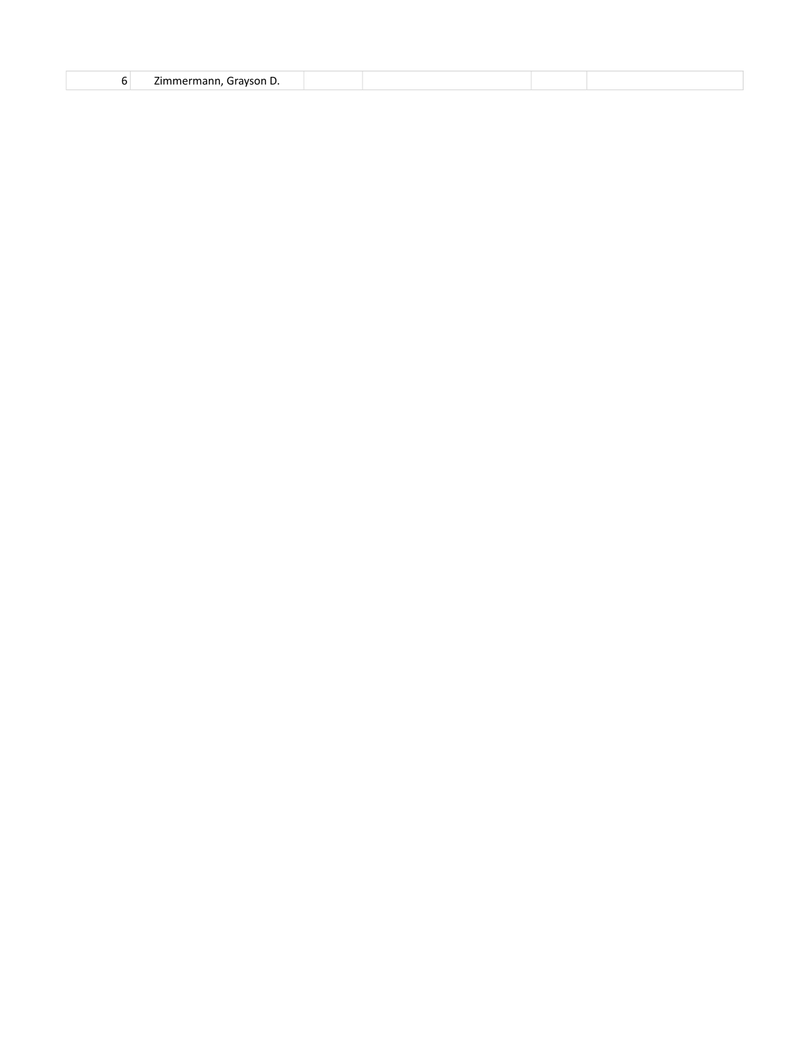| | | | | | |
|---|---|---|---|---|---|
| 6 | Zimmermann, Grayson D. | | | | |